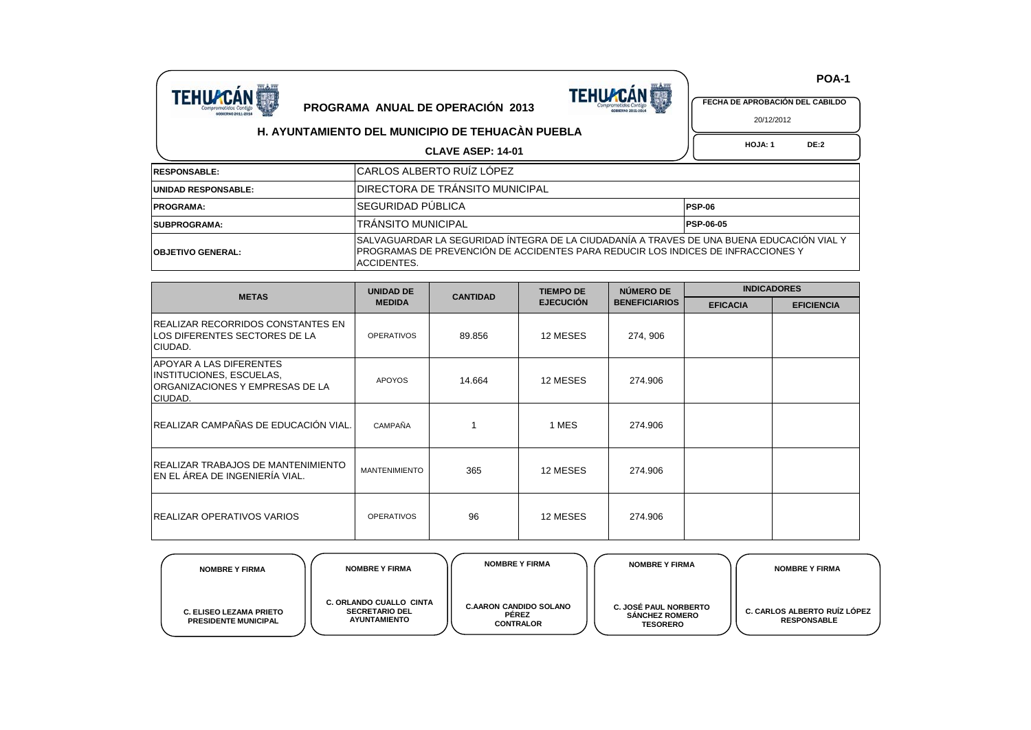**POA-1**

**TEHUACÁN** Comprometidos Contigo GOBIERNO 2011-2014

# PROGRAMA ANUAL DE OPERACIÓN 2013

## H. AYUNTAMIENTO DEL MUNICIPIO DE TEHUACÀN PUEBLA

**CLAVE ASEP: 14-01**

**FECHA DE APROBACIÓN DEL CABILDO**
20/12/2012

**HOJA: 1 DE:2**

| | | |
|---|---|---|
| **RESPONSABLE:** | CARLOS ALBERTO RUÍZ LÓPEZ | |
| **UNIDAD RESPONSABLE:** | DIRECTORA DE TRÁNSITO MUNICIPAL | |
| **PROGRAMA:** | SEGURIDAD PÚBLICA | **PSP-06** |
| **SUBPROGRAMA:** | TRÁNSITO MUNICIPAL | **PSP-06-05** |
| **OBJETIVO GENERAL:** | SALVAGUARDAR LA SEGURIDAD ÍNTEGRA DE LA CIUDADANÍA A TRAVES DE UNA BUENA EDUCACIÓN VIAL Y PROGRAMAS DE PREVENCIÓN DE ACCIDENTES PARA REDUCIR LOS INDICES DE INFRACCIONES Y ACCIDENTES. | |

| METAS | UNIDAD DE MEDIDA | CANTIDAD | TIEMPO DE EJECUCIÓN | NÚMERO DE BENEFICIARIOS | INDICADORES | |
|---|---|---|---|---|---|---|
| | | | | | EFICACIA | EFICIENCIA |
| REALIZAR RECORRIDOS CONSTANTES EN LOS DIFERENTES SECTORES DE LA CIUDAD. | OPERATIVOS | 89.856 | 12 MESES | 274, 906 | | |
| APOYAR A LAS DIFERENTES INSTITUCIONES, ESCUELAS, ORGANIZACIONES Y EMPRESAS DE LA CIUDAD. | APOYOS | 14.664 | 12 MESES | 274.906 | | |
| REALIZAR CAMPAÑAS DE EDUCACIÓN VIAL. | CAMPAÑA | 1 | 1 MES | 274.906 | | |
| REALIZAR TRABAJOS DE MANTENIMIENTO EN EL ÁREA DE INGENIERÍA VIAL. | MANTENIMIENTO | 365 | 12 MESES | 274.906 | | |
| REALIZAR OPERATIVOS VARIOS | OPERATIVOS | 96 | 12 MESES | 274.906 | | |

| NOMBRE Y FIRMA | NOMBRE Y FIRMA | NOMBRE Y FIRMA | NOMBRE Y FIRMA | NOMBRE Y FIRMA |
|---|---|---|---|---|
| **C. ELISEO LEZAMA PRIETO**<br>**PRESIDENTE MUNICIPAL** | **C. ORLANDO CUALLO CINTA**<br>**SECRETARIO DEL AYUNTAMIENTO** | **C.AARON CANDIDO SOLANO PÉREZ**<br>**CONTRALOR** | **C. JOSÉ PAUL NORBERTO SÁNCHEZ ROMERO**<br>**TESORERO** | **C. CARLOS ALBERTO RUÍZ LÓPEZ**<br>**RESPONSABLE** |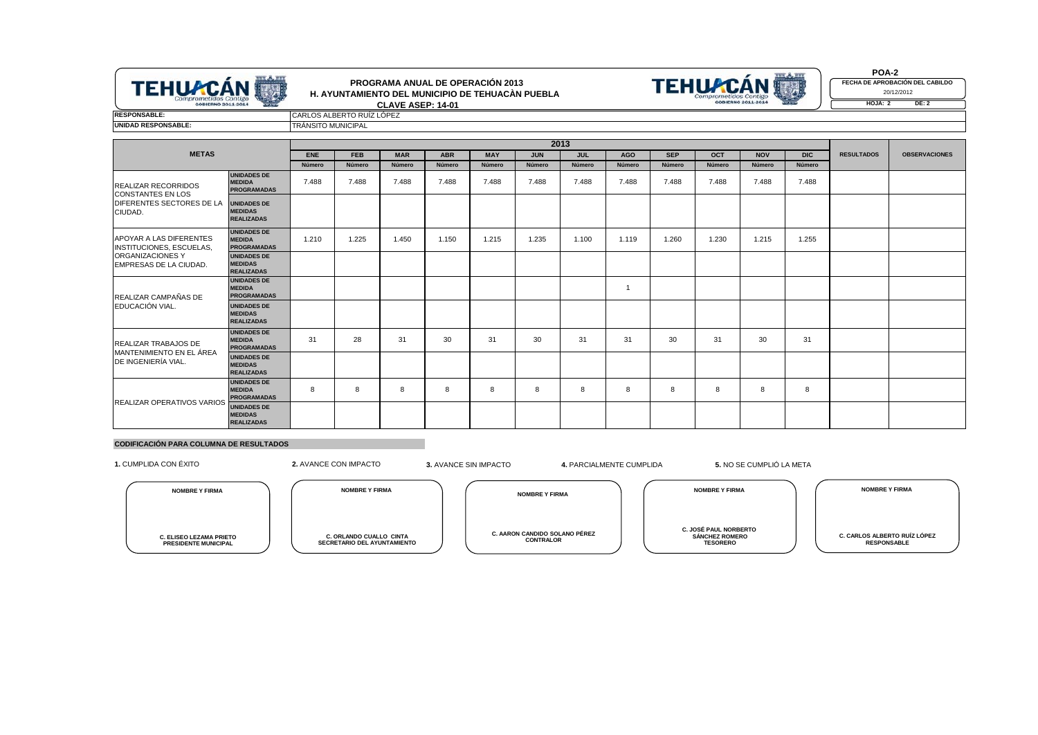**POA-2**

**PROGRAMA ANUAL DE OPERACIÓN 2013**
**H. AYUNTAMIENTO DEL MUNICIPIO DE TEHUACÀN PUEBLA**
**CLAVE ASEP: 14-01**

**FECHA DE APROBACIÓN DEL CABILDO** 20/12/2012

**HOJA: 2 DE: 2**

**RESPONSABLE:** CARLOS ALBERTO RUÍZ LÓPEZ
**UNIDAD RESPONSABLE:** TRÁNSITO MUNICIPAL

| METAS | | 2013 | | | | | | | | | | | | RESULTADOS | OBSERVACIONES |
|---|---|---|---|---|---|---|---|---|---|---|---|---|---|---|---|
| | | ENE | FEB | MAR | ABR | MAY | JUN | JUL | AGO | SEP | OCT | NOV | DIC | | |
| | | Número | Número | Número | Número | Número | Número | Número | Número | Número | Número | Número | Número | | |
| REALIZAR RECORRIDOS CONSTANTES EN LOS DIFERENTES SECTORES DE LA CIUDAD. | UNIDADES DE MEDIDA PROGRAMADAS | 7.488 | 7.488 | 7.488 | 7.488 | 7.488 | 7.488 | 7.488 | 7.488 | 7.488 | 7.488 | 7.488 | 7.488 | | |
| | UNIDADES DE MEDIDAS REALIZADAS | | | | | | | | | | | | | | |
| APOYAR A LAS DIFERENTES INSTITUCIONES, ESCUELAS, ORGANIZACIONES Y EMPRESAS DE LA CIUDAD. | UNIDADES DE MEDIDA PROGRAMADAS | 1.210 | 1.225 | 1.450 | 1.150 | 1.215 | 1.235 | 1.100 | 1.119 | 1.260 | 1.230 | 1.215 | 1.255 | | |
| | UNIDADES DE MEDIDAS REALIZADAS | | | | | | | | | | | | | | |
| REALIZAR CAMPAÑAS DE EDUCACIÓN VIAL. | UNIDADES DE MEDIDA PROGRAMADAS | | | | | | | | 1 | | | | | | |
| | UNIDADES DE MEDIDAS REALIZADAS | | | | | | | | | | | | | | |
| REALIZAR TRABAJOS DE MANTENIMIENTO EN EL ÁREA DE INGENIERÍA VIAL. | UNIDADES DE MEDIDA PROGRAMADAS | 31 | 28 | 31 | 30 | 31 | 30 | 31 | 31 | 30 | 31 | 30 | 31 | | |
| | UNIDADES DE MEDIDAS REALIZADAS | | | | | | | | | | | | | | |
| REALIZAR OPERATIVOS VARIOS | UNIDADES DE MEDIDA PROGRAMADAS | 8 | 8 | 8 | 8 | 8 | 8 | 8 | 8 | 8 | 8 | 8 | 8 | | |
| | UNIDADES DE MEDIDAS REALIZADAS | | | | | | | | | | | | | | |

**CODIFICACIÓN PARA COLUMNA DE RESULTADOS**

**1.** CUMPLIDA CON ÉXITO **2.** AVANCE CON IMPACTO **3.** AVANCE SIN IMPACTO **4.** PARCIALMENTE CUMPLIDA **5.** NO SE CUMPLIÓ LA META

| NOMBRE Y FIRMA | NOMBRE Y FIRMA | NOMBRE Y FIRMA | NOMBRE Y FIRMA | NOMBRE Y FIRMA |
|---|---|---|---|---|
| C. ELISEO LEZAMA PRIETO<br>PRESIDENTE MUNICIPAL | C. ORLANDO CUALLO CINTA<br>SECRETARIO DEL AYUNTAMIENTO | C. AARON CANDIDO SOLANO PÉREZ<br>CONTRALOR | C. JOSÉ PAUL NORBERTO SÁNCHEZ ROMERO<br>TESORERO | C. CARLOS ALBERTO RUÍZ LÓPEZ<br>RESPONSABLE |